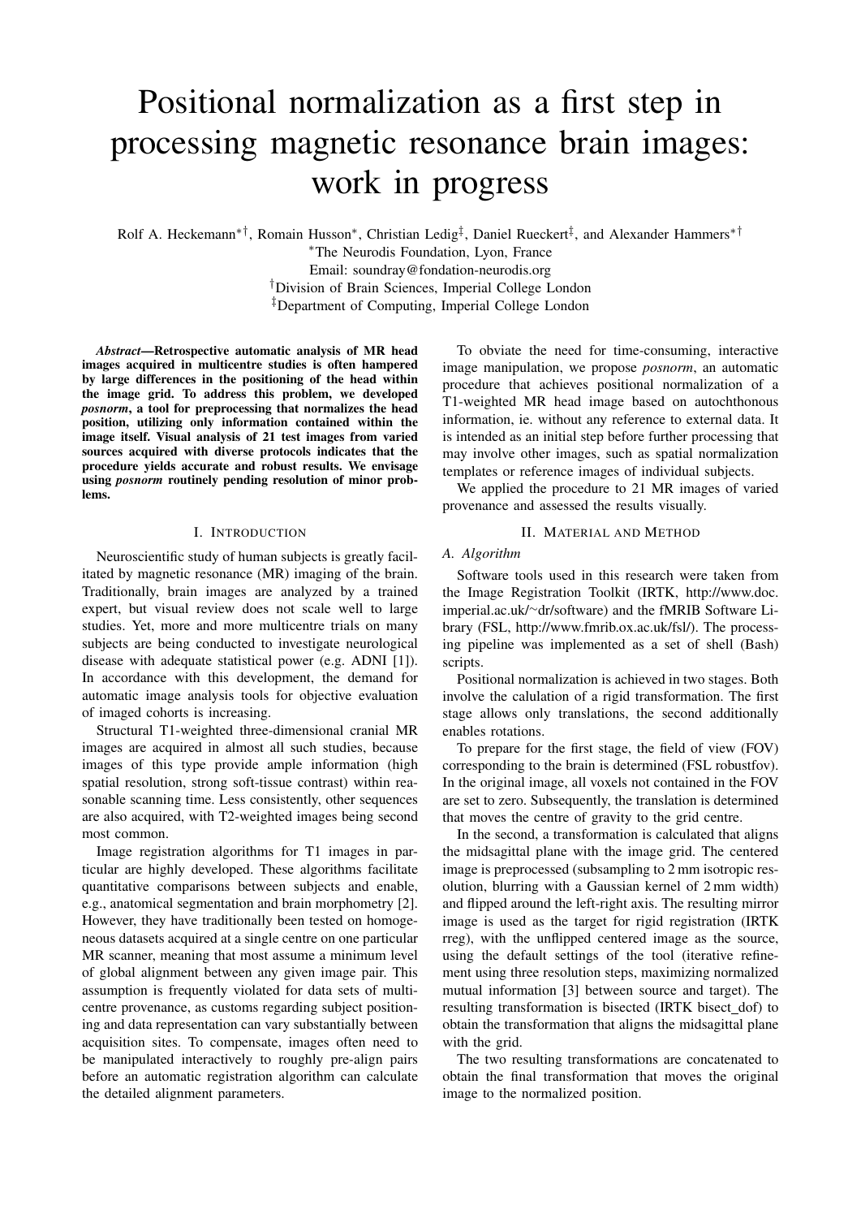# Positional normalization as a first step in processing magnetic resonance brain images: work in progress

Rolf A. Heckemann*†, Romain Husson*, Christian Ledig‡, Daniel Rueckert‡, and Alexander Hammers*†

*The Neurodis Foundation, Lyon, France
Email: soundray@fondation-neurodis.org
†Division of Brain Sciences, Imperial College London
‡Department of Computing, Imperial College London

***Abstract*—Retrospective automatic analysis of MR head images acquired in multicentre studies is often hampered by large differences in the positioning of the head within the image grid. To address this problem, we developed *posnorm*, a tool for preprocessing that normalizes the head position, utilizing only information contained within the image itself. Visual analysis of 21 test images from varied sources acquired with diverse protocols indicates that the procedure yields accurate and robust results. We envisage using *posnorm* routinely pending resolution of minor problems.**

## I. Introduction

Neuroscientific study of human subjects is greatly facilitated by magnetic resonance (MR) imaging of the brain. Traditionally, brain images are analyzed by a trained expert, but visual review does not scale well to large studies. Yet, more and more multicentre trials on many subjects are being conducted to investigate neurological disease with adequate statistical power (e.g. ADNI [1]). In accordance with this development, the demand for automatic image analysis tools for objective evaluation of imaged cohorts is increasing.

Structural T1-weighted three-dimensional cranial MR images are acquired in almost all such studies, because images of this type provide ample information (high spatial resolution, strong soft-tissue contrast) within reasonable scanning time. Less consistently, other sequences are also acquired, with T2-weighted images being second most common.

Image registration algorithms for T1 images in particular are highly developed. These algorithms facilitate quantitative comparisons between subjects and enable, e.g., anatomical segmentation and brain morphometry [2]. However, they have traditionally been tested on homogeneous datasets acquired at a single centre on one particular MR scanner, meaning that most assume a minimum level of global alignment between any given image pair. This assumption is frequently violated for data sets of multicentre provenance, as customs regarding subject positioning and data representation can vary substantially between acquisition sites. To compensate, images often need to be manipulated interactively to roughly pre-align pairs before an automatic registration algorithm can calculate the detailed alignment parameters.

To obviate the need for time-consuming, interactive image manipulation, we propose *posnorm*, an automatic procedure that achieves positional normalization of a T1-weighted MR head image based on autochthonous information, ie. without any reference to external data. It is intended as an initial step before further processing that may involve other images, such as spatial normalization templates or reference images of individual subjects.

We applied the procedure to 21 MR images of varied provenance and assessed the results visually.

## II. Material and Method

### A. Algorithm

Software tools used in this research were taken from the Image Registration Toolkit (IRTK, http://www.doc.imperial.ac.uk/~dr/software) and the fMRIB Software Library (FSL, http://www.fmrib.ox.ac.uk/fsl/). The processing pipeline was implemented as a set of shell (Bash) scripts.

Positional normalization is achieved in two stages. Both involve the calulation of a rigid transformation. The first stage allows only translations, the second additionally enables rotations.

To prepare for the first stage, the field of view (FOV) corresponding to the brain is determined (FSL robustfov). In the original image, all voxels not contained in the FOV are set to zero. Subsequently, the translation is determined that moves the centre of gravity to the grid centre.

In the second, a transformation is calculated that aligns the midsagittal plane with the image grid. The centered image is preprocessed (subsampling to 2 mm isotropic resolution, blurring with a Gaussian kernel of 2 mm width) and flipped around the left-right axis. The resulting mirror image is used as the target for rigid registration (IRTK rreg), with the unflipped centered image as the source, using the default settings of the tool (iterative refinement using three resolution steps, maximizing normalized mutual information [3] between source and target). The resulting transformation is bisected (IRTK bisect_dof) to obtain the transformation that aligns the midsagittal plane with the grid.

The two resulting transformations are concatenated to obtain the final transformation that moves the original image to the normalized position.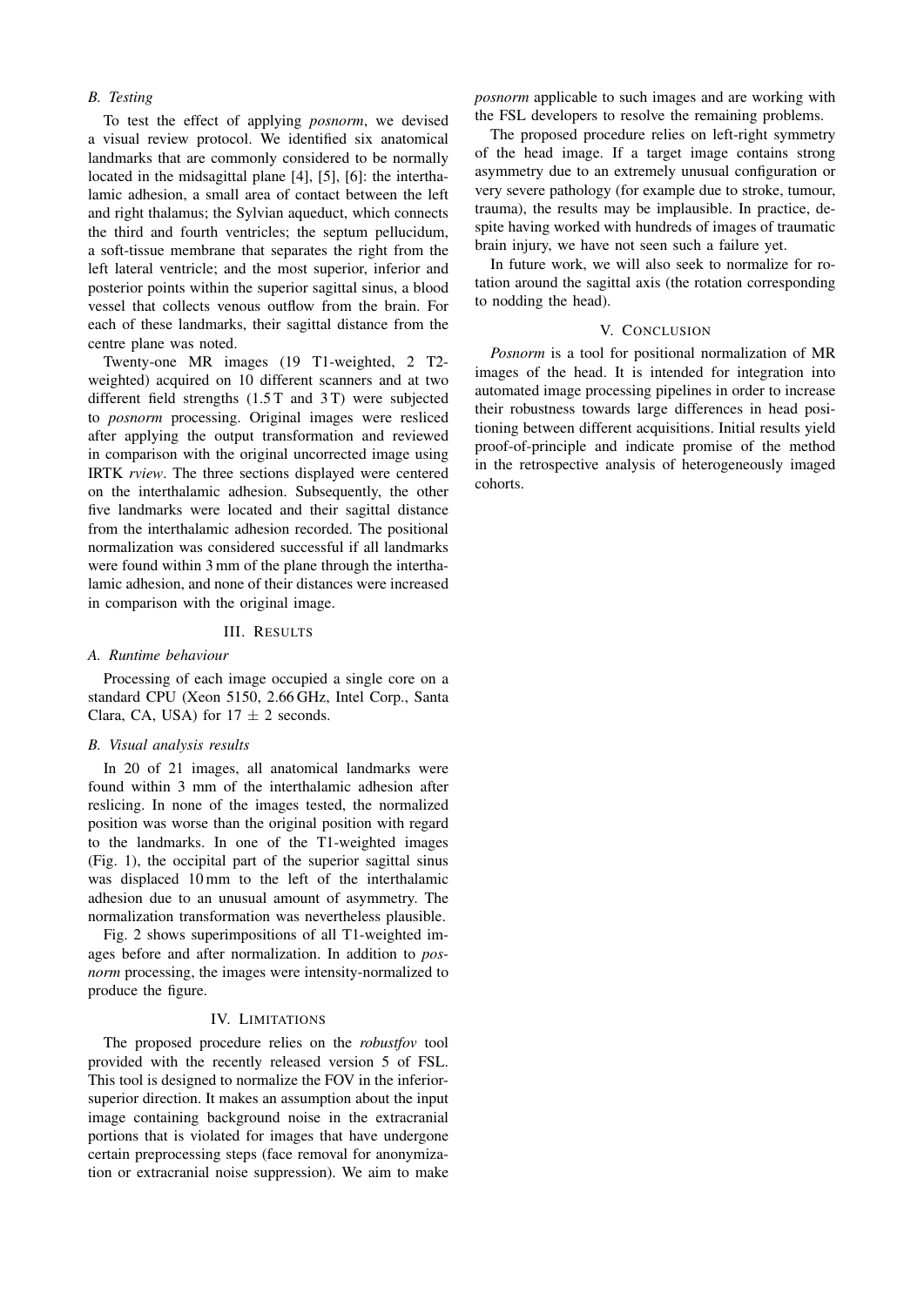### B. Testing

To test the effect of applying *posnorm*, we devised a visual review protocol. We identified six anatomical landmarks that are commonly considered to be normally located in the midsagittal plane [4], [5], [6]: the interthalamic adhesion, a small area of contact between the left and right thalamus; the Sylvian aqueduct, which connects the third and fourth ventricles; the septum pellucidum, a soft-tissue membrane that separates the right from the left lateral ventricle; and the most superior, inferior and posterior points within the superior sagittal sinus, a blood vessel that collects venous outflow from the brain. For each of these landmarks, their sagittal distance from the centre plane was noted.

Twenty-one MR images (19 T1-weighted, 2 T2-weighted) acquired on 10 different scanners and at two different field strengths (1.5 T and 3 T) were subjected to *posnorm* processing. Original images were resliced after applying the output transformation and reviewed in comparison with the original uncorrected image using IRTK *rview*. The three sections displayed were centered on the interthalamic adhesion. Subsequently, the other five landmarks were located and their sagittal distance from the interthalamic adhesion recorded. The positional normalization was considered successful if all landmarks were found within 3 mm of the plane through the interthalamic adhesion, and none of their distances were increased in comparison with the original image.

## III. Results

### A. Runtime behaviour

Processing of each image occupied a single core on a standard CPU (Xeon 5150, 2.66 GHz, Intel Corp., Santa Clara, CA, USA) for $17 \pm 2$ seconds.

### B. Visual analysis results

In 20 of 21 images, all anatomical landmarks were found within 3 mm of the interthalamic adhesion after reslicing. In none of the images tested, the normalized position was worse than the original position with regard to the landmarks. In one of the T1-weighted images (Fig. 1), the occipital part of the superior sagittal sinus was displaced 10 mm to the left of the interthalamic adhesion due to an unusual amount of asymmetry. The normalization transformation was nevertheless plausible.

Fig. 2 shows superimpositions of all T1-weighted images before and after normalization. In addition to *posnorm* processing, the images were intensity-normalized to produce the figure.

## IV. Limitations

The proposed procedure relies on the *robustfov* tool provided with the recently released version 5 of FSL. This tool is designed to normalize the FOV in the inferior-superior direction. It makes an assumption about the input image containing background noise in the extracranial portions that is violated for images that have undergone certain preprocessing steps (face removal for anonymization or extracranial noise suppression). We aim to make *posnorm* applicable to such images and are working with the FSL developers to resolve the remaining problems.

The proposed procedure relies on left-right symmetry of the head image. If a target image contains strong asymmetry due to an extremely unusual configuration or very severe pathology (for example due to stroke, tumour, trauma), the results may be implausible. In practice, despite having worked with hundreds of images of traumatic brain injury, we have not seen such a failure yet.

In future work, we will also seek to normalize for rotation around the sagittal axis (the rotation corresponding to nodding the head).

## V. Conclusion

*Posnorm* is a tool for positional normalization of MR images of the head. It is intended for integration into automated image processing pipelines in order to increase their robustness towards large differences in head positioning between different acquisitions. Initial results yield proof-of-principle and indicate promise of the method in the retrospective analysis of heterogeneously imaged cohorts.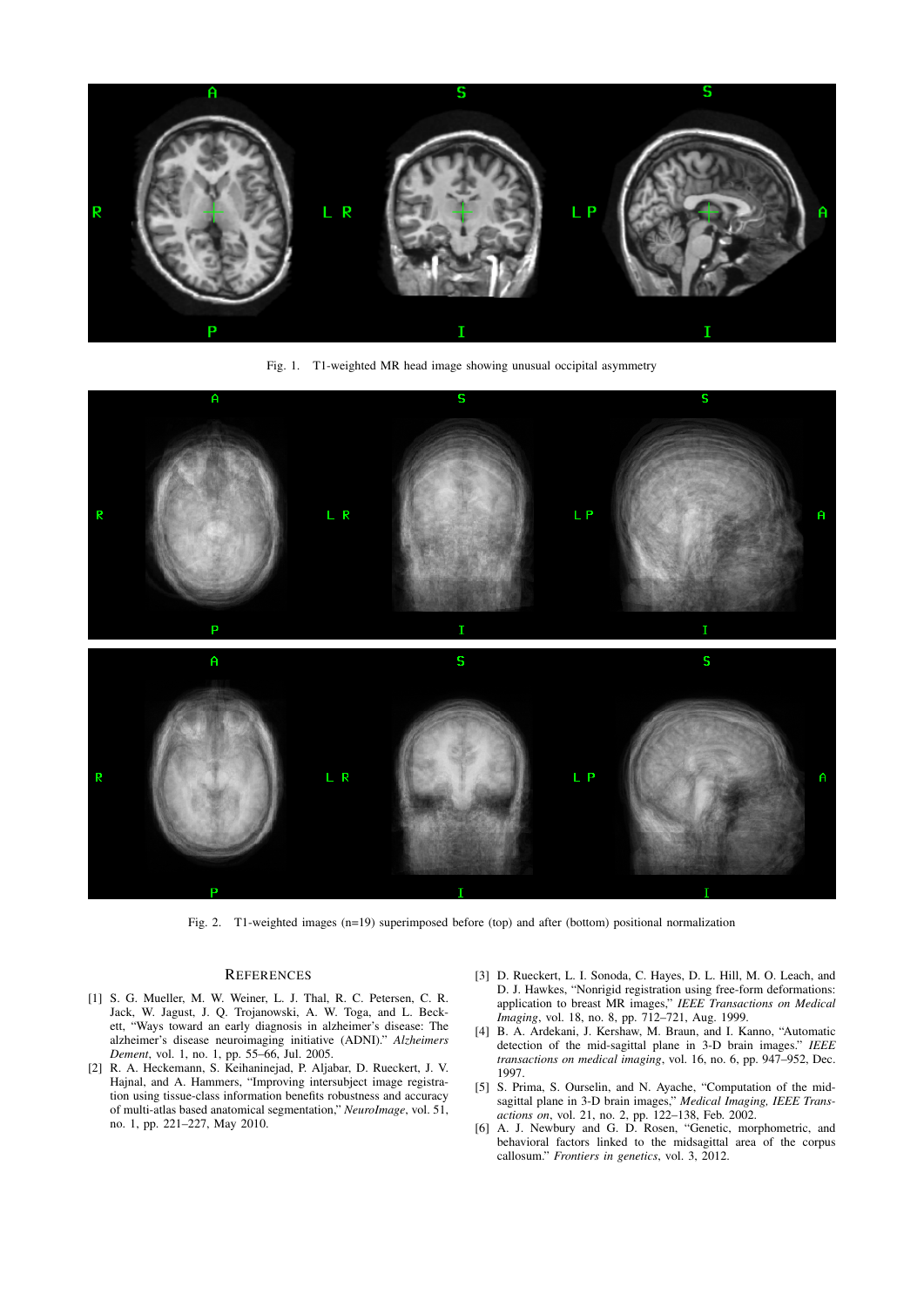Fig. 1. T1-weighted MR head image showing unusual occipital asymmetry

Fig. 2. T1-weighted images (n=19) superimposed before (top) and after (bottom) positional normalization

## REFERENCES

[1] S. G. Mueller, M. W. Weiner, L. J. Thal, R. C. Petersen, C. R. Jack, W. Jagust, J. Q. Trojanowski, A. W. Toga, and L. Beckett, "Ways toward an early diagnosis in alzheimer's disease: The alzheimer's disease neuroimaging initiative (ADNI)." *Alzheimers Dement*, vol. 1, no. 1, pp. 55–66, Jul. 2005.

[2] R. A. Heckemann, S. Keihaninejad, P. Aljabar, D. Rueckert, J. V. Hajnal, and A. Hammers, "Improving intersubject image registration using tissue-class information benefits robustness and accuracy of multi-atlas based anatomical segmentation," *NeuroImage*, vol. 51, no. 1, pp. 221–227, May 2010.

[3] D. Rueckert, L. I. Sonoda, C. Hayes, D. L. Hill, M. O. Leach, and D. J. Hawkes, "Nonrigid registration using free-form deformations: application to breast MR images," *IEEE Transactions on Medical Imaging*, vol. 18, no. 8, pp. 712–721, Aug. 1999.

[4] B. A. Ardekani, J. Kershaw, M. Braun, and I. Kanno, "Automatic detection of the mid-sagittal plane in 3-D brain images." *IEEE transactions on medical imaging*, vol. 16, no. 6, pp. 947–952, Dec. 1997.

[5] S. Prima, S. Ourselin, and N. Ayache, "Computation of the mid-sagittal plane in 3-D brain images," *Medical Imaging, IEEE Transactions on*, vol. 21, no. 2, pp. 122–138, Feb. 2002.

[6] A. J. Newbury and G. D. Rosen, "Genetic, morphometric, and behavioral factors linked to the midsagittal area of the corpus callosum." *Frontiers in genetics*, vol. 3, 2012.